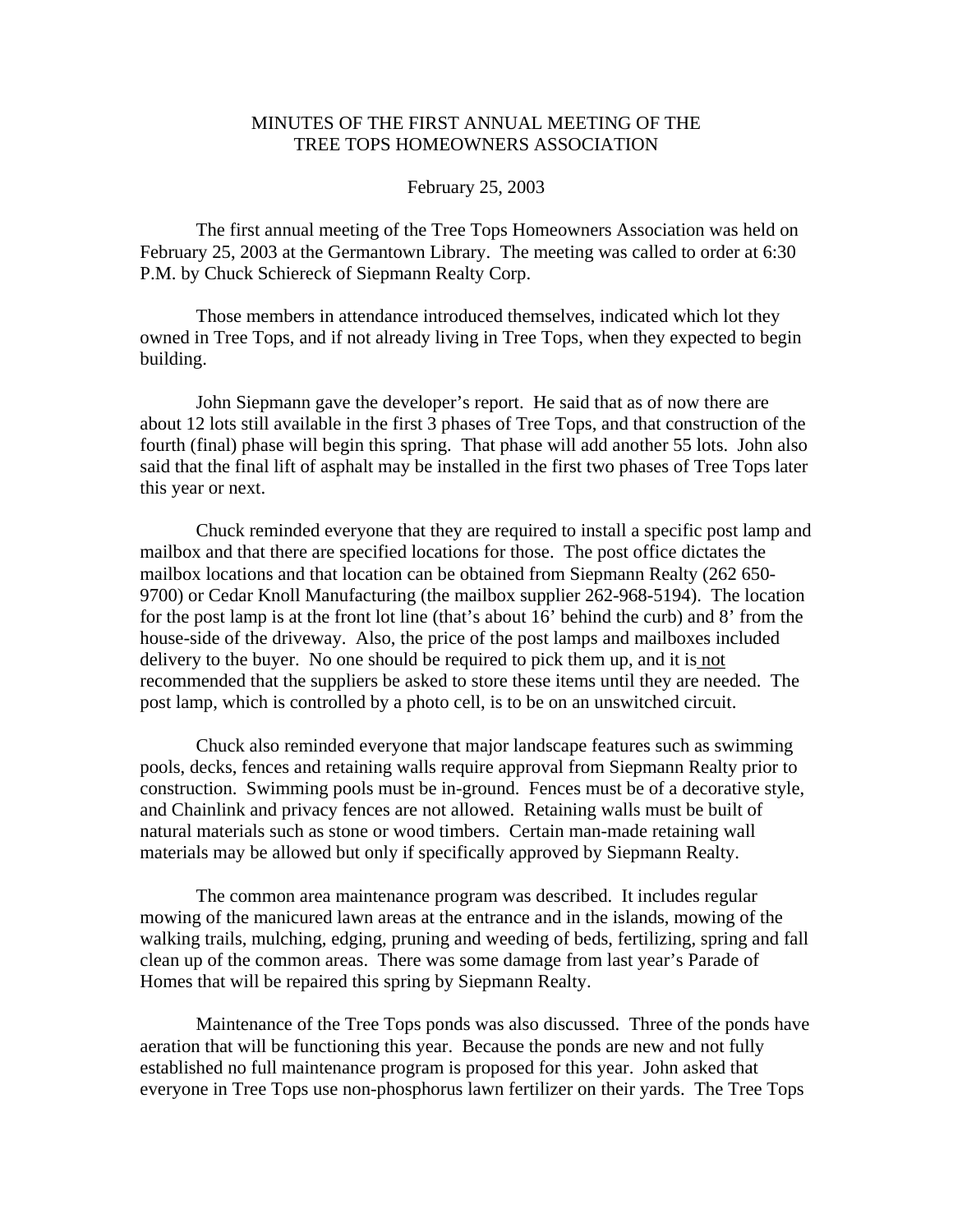# MINUTES OF THE FIRST ANNUAL MEETING OF THE TREE TOPS HOMEOWNERS ASSOCIATION

February 25, 2003

The first annual meeting of the Tree Tops Homeowners Association was held on February 25, 2003 at the Germantown Library. The meeting was called to order at 6:30 P.M. by Chuck Schiereck of Siepmann Realty Corp.

Those members in attendance introduced themselves, indicated which lot they owned in Tree Tops, and if not already living in Tree Tops, when they expected to begin building.

John Siepmann gave the developer's report. He said that as of now there are about 12 lots still available in the first 3 phases of Tree Tops, and that construction of the fourth (final) phase will begin this spring. That phase will add another 55 lots. John also said that the final lift of asphalt may be installed in the first two phases of Tree Tops later this year or next.

Chuck reminded everyone that they are required to install a specific post lamp and mailbox and that there are specified locations for those. The post office dictates the mailbox locations and that location can be obtained from Siepmann Realty (262 650-9700) or Cedar Knoll Manufacturing (the mailbox supplier 262-968-5194). The location for the post lamp is at the front lot line (that's about 16' behind the curb) and 8' from the house-side of the driveway. Also, the price of the post lamps and mailboxes included delivery to the buyer. No one should be required to pick them up, and it is <u>not</u> recommended that the suppliers be asked to store these items until they are needed. The post lamp, which is controlled by a photo cell, is to be on an unswitched circuit.

Chuck also reminded everyone that major landscape features such as swimming pools, decks, fences and retaining walls require approval from Siepmann Realty prior to construction. Swimming pools must be in-ground. Fences must be of a decorative style, and Chainlink and privacy fences are not allowed. Retaining walls must be built of natural materials such as stone or wood timbers. Certain man-made retaining wall materials may be allowed but only if specifically approved by Siepmann Realty.

The common area maintenance program was described. It includes regular mowing of the manicured lawn areas at the entrance and in the islands, mowing of the walking trails, mulching, edging, pruning and weeding of beds, fertilizing, spring and fall clean up of the common areas. There was some damage from last year's Parade of Homes that will be repaired this spring by Siepmann Realty.

Maintenance of the Tree Tops ponds was also discussed. Three of the ponds have aeration that will be functioning this year. Because the ponds are new and not fully established no full maintenance program is proposed for this year. John asked that everyone in Tree Tops use non-phosphorus lawn fertilizer on their yards. The Tree Tops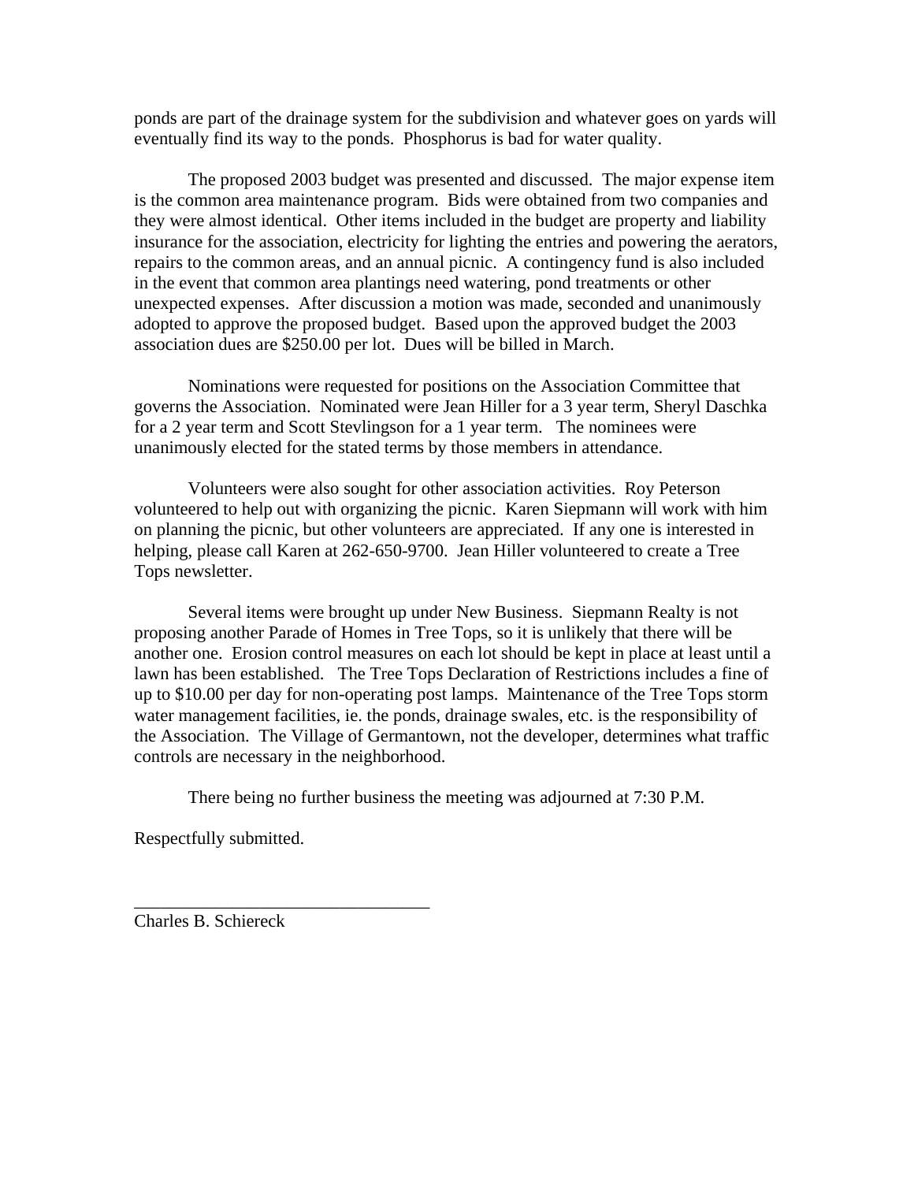ponds are part of the drainage system for the subdivision and whatever goes on yards will eventually find its way to the ponds. Phosphorus is bad for water quality.

The proposed 2003 budget was presented and discussed. The major expense item is the common area maintenance program. Bids were obtained from two companies and they were almost identical. Other items included in the budget are property and liability insurance for the association, electricity for lighting the entries and powering the aerators, repairs to the common areas, and an annual picnic. A contingency fund is also included in the event that common area plantings need watering, pond treatments or other unexpected expenses. After discussion a motion was made, seconded and unanimously adopted to approve the proposed budget. Based upon the approved budget the 2003 association dues are $250.00 per lot. Dues will be billed in March.

Nominations were requested for positions on the Association Committee that governs the Association. Nominated were Jean Hiller for a 3 year term, Sheryl Daschka for a 2 year term and Scott Stevlingson for a 1 year term. The nominees were unanimously elected for the stated terms by those members in attendance.

Volunteers were also sought for other association activities. Roy Peterson volunteered to help out with organizing the picnic. Karen Siepmann will work with him on planning the picnic, but other volunteers are appreciated. If any one is interested in helping, please call Karen at 262-650-9700. Jean Hiller volunteered to create a Tree Tops newsletter.

Several items were brought up under New Business. Siepmann Realty is not proposing another Parade of Homes in Tree Tops, so it is unlikely that there will be another one. Erosion control measures on each lot should be kept in place at least until a lawn has been established. The Tree Tops Declaration of Restrictions includes a fine of up to $10.00 per day for non-operating post lamps. Maintenance of the Tree Tops storm water management facilities, ie. the ponds, drainage swales, etc. is the responsibility of the Association. The Village of Germantown, not the developer, determines what traffic controls are necessary in the neighborhood.

There being no further business the meeting was adjourned at 7:30 P.M.

Respectfully submitted.

\_\_\_\_\_\_\_\_\_\_\_\_\_\_\_\_\_\_\_\_\_\_\_\_\_\_\_\_\_\_\_\_\_\_

Charles B. Schiereck